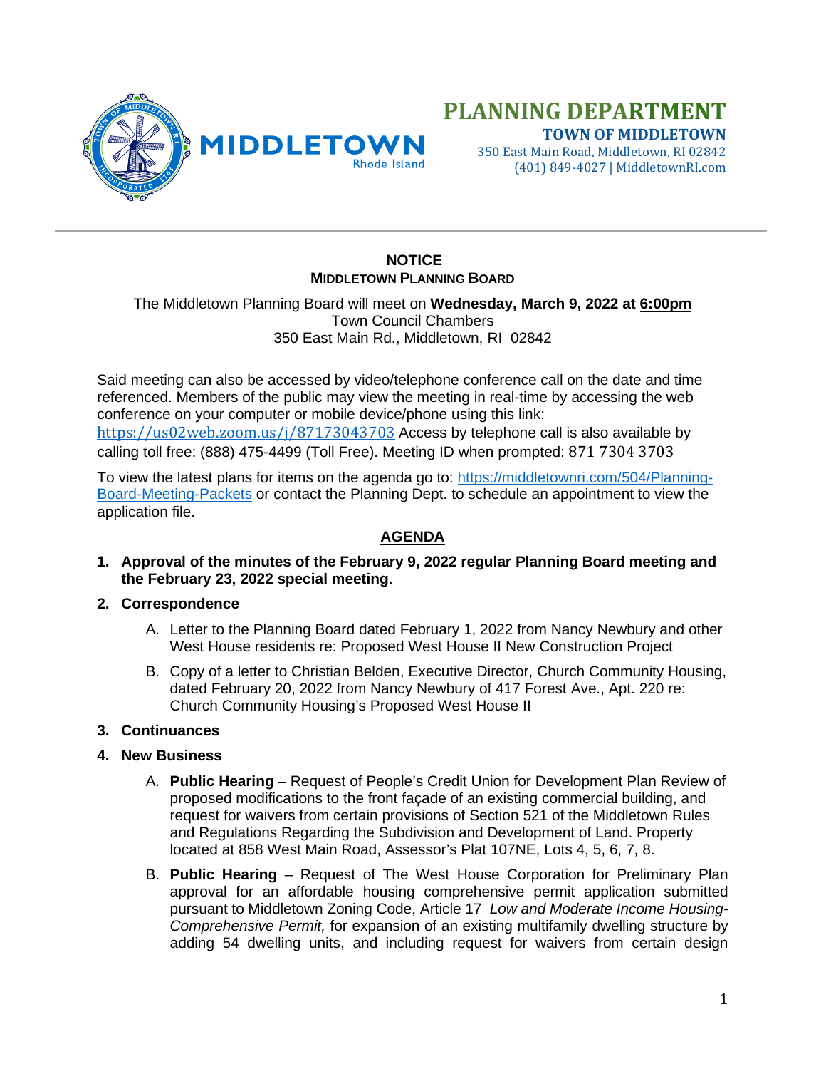# PLANNING DEPARTMENT

**TOWN OF MIDDLETOWN**
350 East Main Road, Middletown, RI 02842
(401) 849-4027 | MiddletownRI.com

MIDDLETOWN Rhode Island

---

## NOTICE

### MIDDLETOWN PLANNING BOARD

The Middletown Planning Board will meet on **Wednesday, March 9, 2022 at <u>6:00pm</u>**
Town Council Chambers
350 East Main Rd., Middletown, RI 02842

Said meeting can also be accessed by video/telephone conference call on the date and time referenced. Members of the public may view the meeting in real-time by accessing the web conference on your computer or mobile device/phone using this link: https://us02web.zoom.us/j/87173043703 Access by telephone call is also available by calling toll free: (888) 475-4499 (Toll Free). Meeting ID when prompted: 871 7304 3703

To view the latest plans for items on the agenda go to: https://middletownri.com/504/Planning-Board-Meeting-Packets or contact the Planning Dept. to schedule an appointment to view the application file.

## AGENDA

1. **Approval of the minutes of the February 9, 2022 regular Planning Board meeting and the February 23, 2022 special meeting.**

2. **Correspondence**

   A. Letter to the Planning Board dated February 1, 2022 from Nancy Newbury and other West House residents re: Proposed West House II New Construction Project

   B. Copy of a letter to Christian Belden, Executive Director, Church Community Housing, dated February 20, 2022 from Nancy Newbury of 417 Forest Ave., Apt. 220 re: Church Community Housing's Proposed West House II

3. **Continuances**

4. **New Business**

   A. **Public Hearing** – Request of People's Credit Union for Development Plan Review of proposed modifications to the front façade of an existing commercial building, and request for waivers from certain provisions of Section 521 of the Middletown Rules and Regulations Regarding the Subdivision and Development of Land. Property located at 858 West Main Road, Assessor's Plat 107NE, Lots 4, 5, 6, 7, 8.

   B. **Public Hearing** – Request of The West House Corporation for Preliminary Plan approval for an affordable housing comprehensive permit application submitted pursuant to Middletown Zoning Code, Article 17 *Low and Moderate Income Housing-Comprehensive Permit,* for expansion of an existing multifamily dwelling structure by adding 54 dwelling units, and including request for waivers from certain design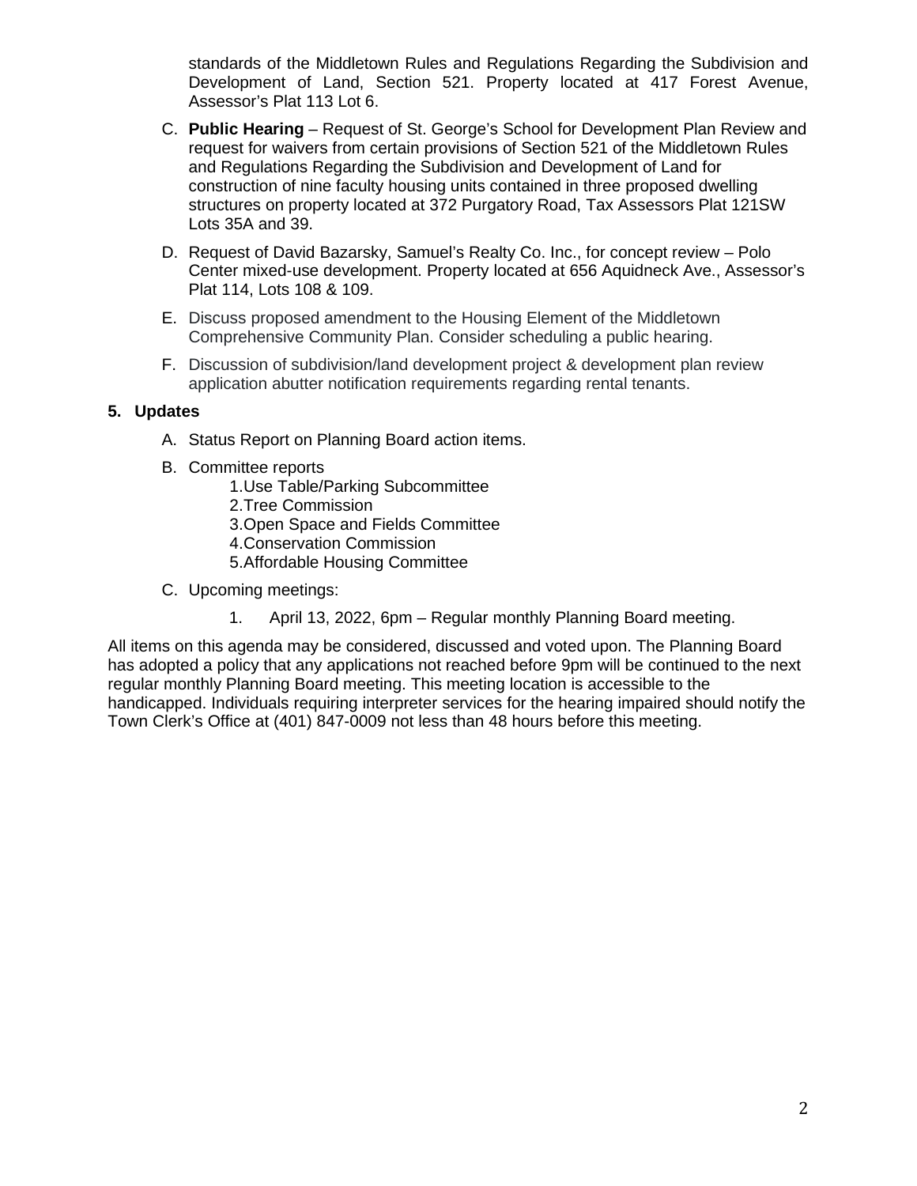standards of the Middletown Rules and Regulations Regarding the Subdivision and Development of Land, Section 521. Property located at 417 Forest Avenue, Assessor's Plat 113 Lot 6.

C. **Public Hearing** – Request of St. George's School for Development Plan Review and request for waivers from certain provisions of Section 521 of the Middletown Rules and Regulations Regarding the Subdivision and Development of Land for construction of nine faculty housing units contained in three proposed dwelling structures on property located at 372 Purgatory Road, Tax Assessors Plat 121SW Lots 35A and 39.

D. Request of David Bazarsky, Samuel's Realty Co. Inc., for concept review – Polo Center mixed-use development. Property located at 656 Aquidneck Ave., Assessor's Plat 114, Lots 108 & 109.

E. Discuss proposed amendment to the Housing Element of the Middletown Comprehensive Community Plan. Consider scheduling a public hearing.

F. Discussion of subdivision/land development project & development plan review application abutter notification requirements regarding rental tenants.

**5. Updates**

A. Status Report on Planning Board action items.

B. Committee reports
   1. Use Table/Parking Subcommittee
   2. Tree Commission
   3. Open Space and Fields Committee
   4. Conservation Commission
   5. Affordable Housing Committee

C. Upcoming meetings:
   1. April 13, 2022, 6pm – Regular monthly Planning Board meeting.

All items on this agenda may be considered, discussed and voted upon. The Planning Board has adopted a policy that any applications not reached before 9pm will be continued to the next regular monthly Planning Board meeting. This meeting location is accessible to the handicapped. Individuals requiring interpreter services for the hearing impaired should notify the Town Clerk's Office at (401) 847-0009 not less than 48 hours before this meeting.